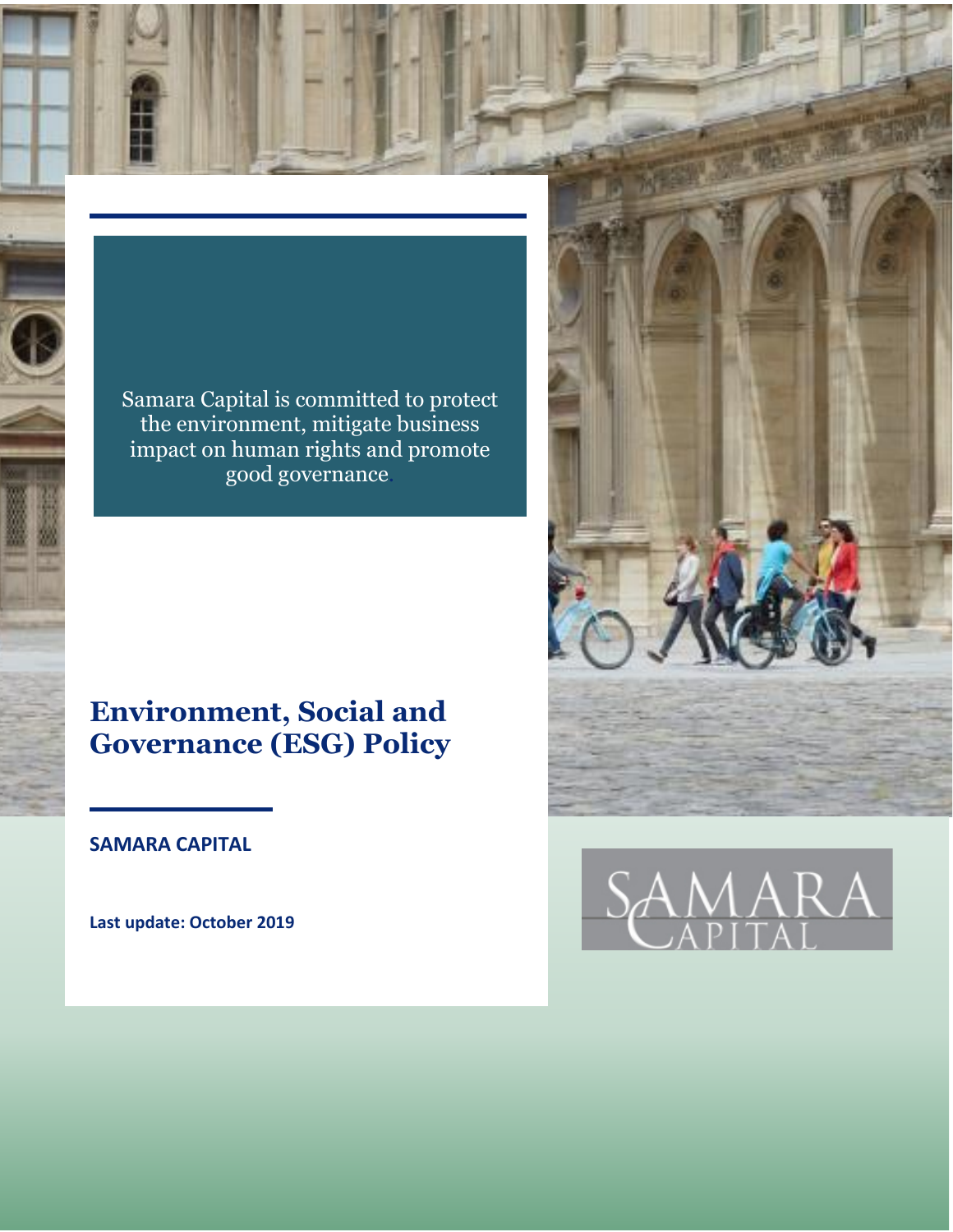Samara Capital is committed to protect the environment, mitigate business impact on human rights and promote good governance.

# Environment, Social and Governance (ESG) Policy

**SAMARA CAPITAL**

**Last update: October 2019**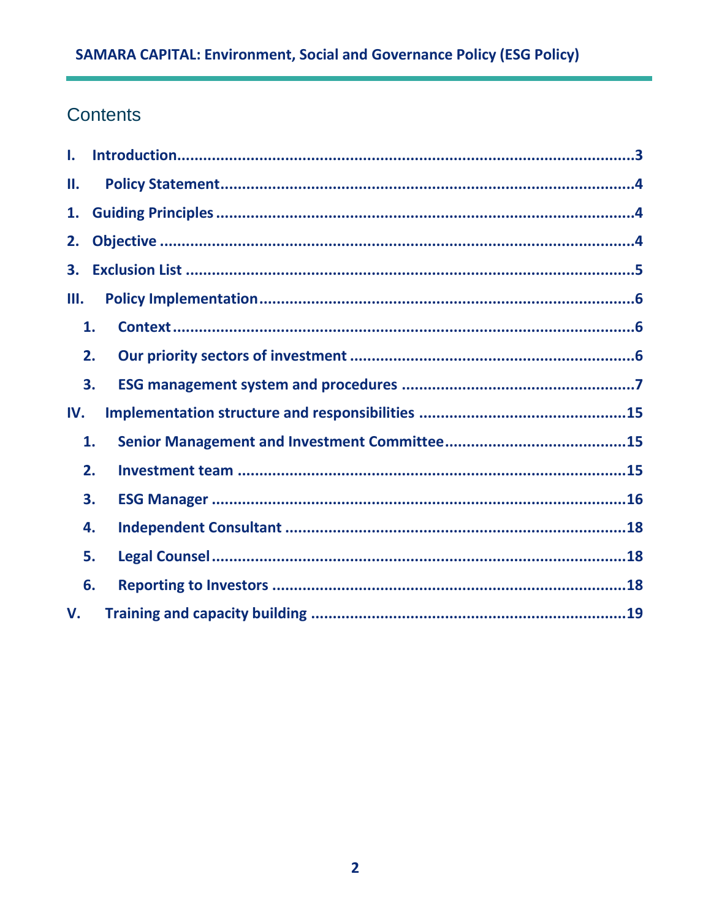# Contents

**I. Introduction** .......... 3

**II. Policy Statement** .......... 4

**1. Guiding Principles** .......... 4

**2. Objective** .......... 4

**3. Exclusion List** .......... 5

**III. Policy Implementation** .......... 6

- **1. Context** .......... 6
- **2. Our priority sectors of investment** .......... 6
- **3. ESG management system and procedures** .......... 7

**IV. Implementation structure and responsibilities** .......... 15

- **1. Senior Management and Investment Committee** .......... 15
- **2. Investment team** .......... 15
- **3. ESG Manager** .......... 16
- **4. Independent Consultant** .......... 18
- **5. Legal Counsel** .......... 18
- **6. Reporting to Investors** .......... 18

**V. Training and capacity building** .......... 19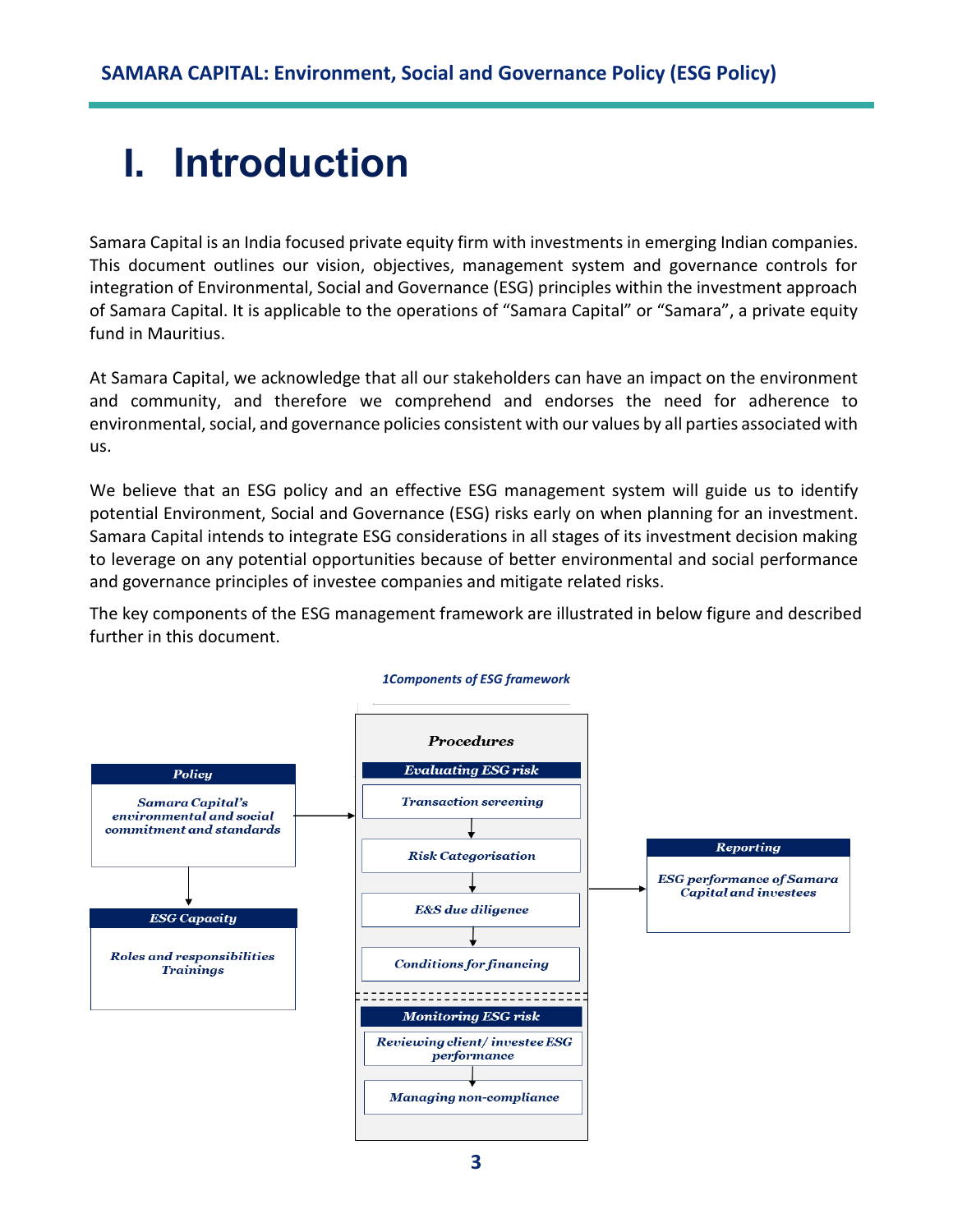# I. Introduction

Samara Capital is an India focused private equity firm with investments in emerging Indian companies. This document outlines our vision, objectives, management system and governance controls for integration of Environmental, Social and Governance (ESG) principles within the investment approach of Samara Capital. It is applicable to the operations of "Samara Capital" or "Samara", a private equity fund in Mauritius.

At Samara Capital, we acknowledge that all our stakeholders can have an impact on the environment and community, and therefore we comprehend and endorses the need for adherence to environmental, social, and governance policies consistent with our values by all parties associated with us.

We believe that an ESG policy and an effective ESG management system will guide us to identify potential Environment, Social and Governance (ESG) risks early on when planning for an investment. Samara Capital intends to integrate ESG considerations in all stages of its investment decision making to leverage on any potential opportunities because of better environmental and social performance and governance principles of investee companies and mitigate related risks.

The key components of the ESG management framework are illustrated in below figure and described further in this document.

*1Components of ESG framework*

**Policy**
*Samara Capital's environmental and social commitment and standards*

↓

**ESG Capacity**
*Roles and responsibilities*
*Trainings*

→

**Procedures**

**Evaluating ESG risk**
- *Transaction screening*
- ↓ *Risk Categorisation*
- ↓ *E&S due diligence*
- ↓ *Conditions for financing*

**Monitoring ESG risk**
- *Reviewing client/ investee ESG performance*
- ↓ *Managing non-compliance*

→

**Reporting**
*ESG performance of Samara Capital and investees*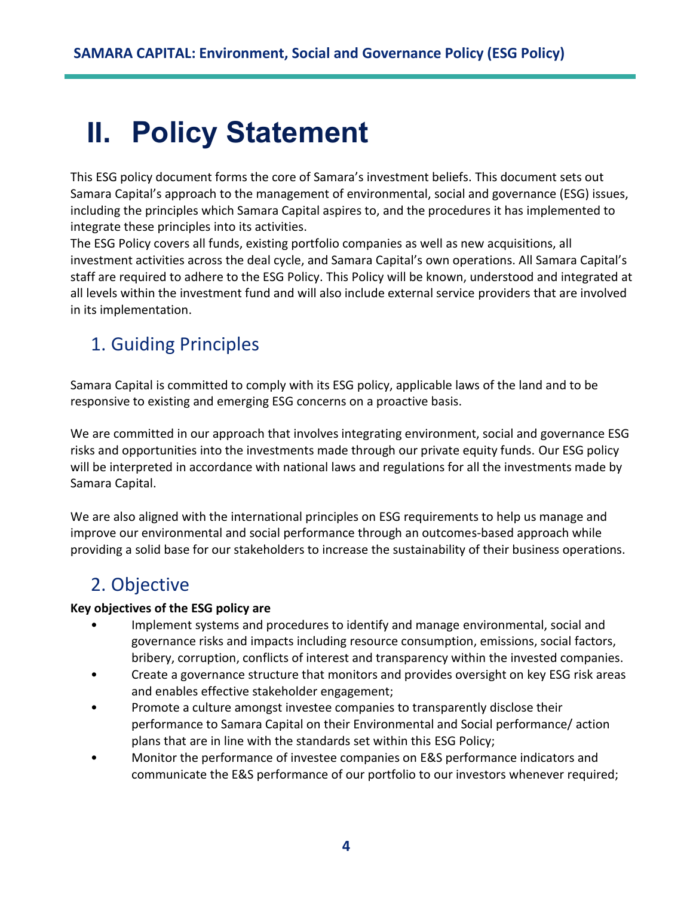# II. Policy Statement

This ESG policy document forms the core of Samara's investment beliefs. This document sets out Samara Capital's approach to the management of environmental, social and governance (ESG) issues, including the principles which Samara Capital aspires to, and the procedures it has implemented to integrate these principles into its activities.
The ESG Policy covers all funds, existing portfolio companies as well as new acquisitions, all investment activities across the deal cycle, and Samara Capital's own operations. All Samara Capital's staff are required to adhere to the ESG Policy. This Policy will be known, understood and integrated at all levels within the investment fund and will also include external service providers that are involved in its implementation.

## 1. Guiding Principles

Samara Capital is committed to comply with its ESG policy, applicable laws of the land and to be responsive to existing and emerging ESG concerns on a proactive basis.

We are committed in our approach that involves integrating environment, social and governance ESG risks and opportunities into the investments made through our private equity funds. Our ESG policy will be interpreted in accordance with national laws and regulations for all the investments made by Samara Capital.

We are also aligned with the international principles on ESG requirements to help us manage and improve our environmental and social performance through an outcomes-based approach while providing a solid base for our stakeholders to increase the sustainability of their business operations.

## 2. Objective

**Key objectives of the ESG policy are**

- Implement systems and procedures to identify and manage environmental, social and governance risks and impacts including resource consumption, emissions, social factors, bribery, corruption, conflicts of interest and transparency within the invested companies.
- Create a governance structure that monitors and provides oversight on key ESG risk areas and enables effective stakeholder engagement;
- Promote a culture amongst investee companies to transparently disclose their performance to Samara Capital on their Environmental and Social performance/ action plans that are in line with the standards set within this ESG Policy;
- Monitor the performance of investee companies on E&S performance indicators and communicate the E&S performance of our portfolio to our investors whenever required;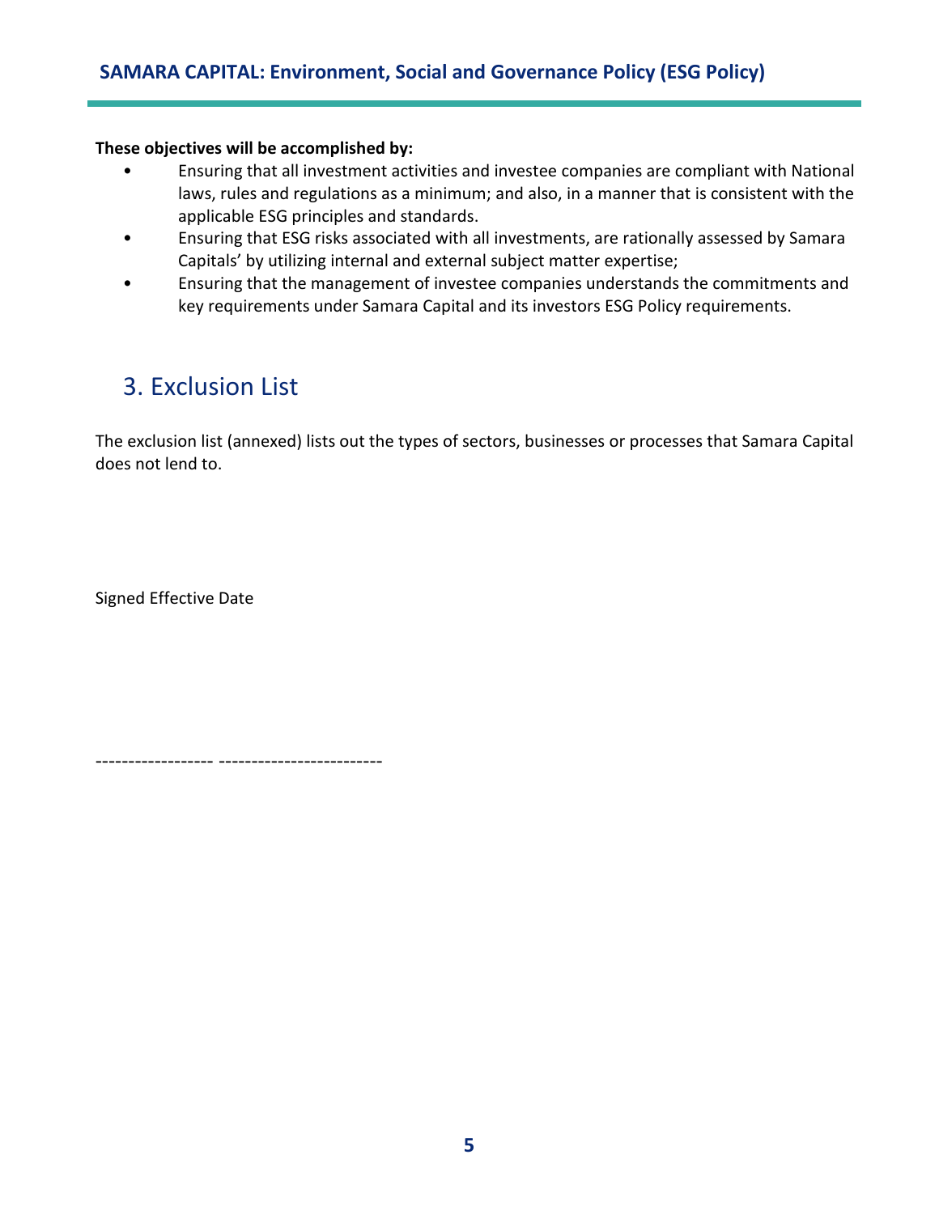**These objectives will be accomplished by:**

- Ensuring that all investment activities and investee companies are compliant with National laws, rules and regulations as a minimum; and also, in a manner that is consistent with the applicable ESG principles and standards.
- Ensuring that ESG risks associated with all investments, are rationally assessed by Samara Capitals' by utilizing internal and external subject matter expertise;
- Ensuring that the management of investee companies understands the commitments and key requirements under Samara Capital and its investors ESG Policy requirements.

## 3. Exclusion List

The exclusion list (annexed) lists out the types of sectors, businesses or processes that Samara Capital does not lend to.

Signed Effective Date

------------------ -------------------------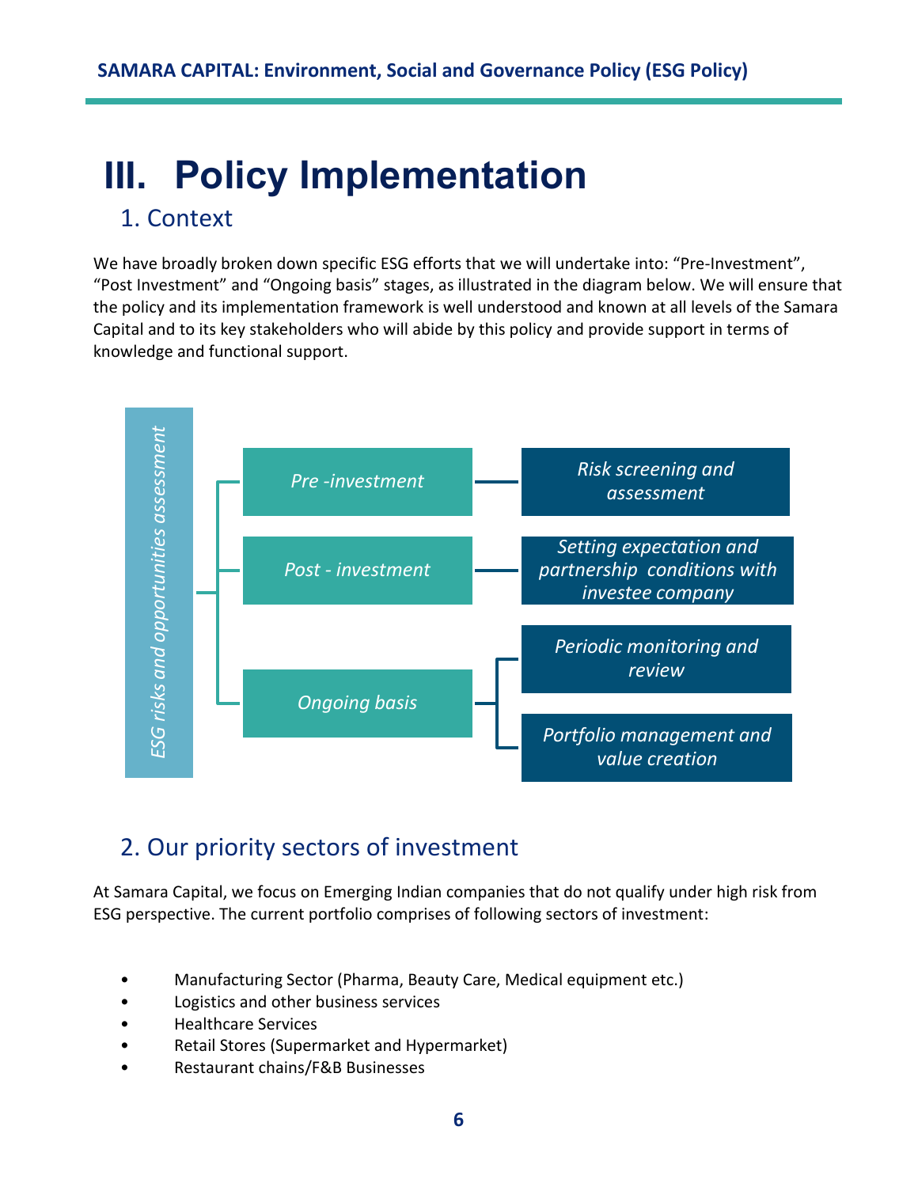# III. Policy Implementation

## 1. Context

We have broadly broken down specific ESG efforts that we will undertake into: "Pre-Investment", "Post Investment" and "Ongoing basis" stages, as illustrated in the diagram below. We will ensure that the policy and its implementation framework is well understood and known at all levels of the Samara Capital and to its key stakeholders who will abide by this policy and provide support in terms of knowledge and functional support.

*ESG risks and opportunities assessment*

- *Pre -investment* — *Risk screening and assessment*
- *Post - investment* — *Setting expectation and partnership conditions with investee company*
- *Ongoing basis*
  - *Periodic monitoring and review*
  - *Portfolio management and value creation*

## 2. Our priority sectors of investment

At Samara Capital, we focus on Emerging Indian companies that do not qualify under high risk from ESG perspective. The current portfolio comprises of following sectors of investment:

- Manufacturing Sector (Pharma, Beauty Care, Medical equipment etc.)
- Logistics and other business services
- Healthcare Services
- Retail Stores (Supermarket and Hypermarket)
- Restaurant chains/F&B Businesses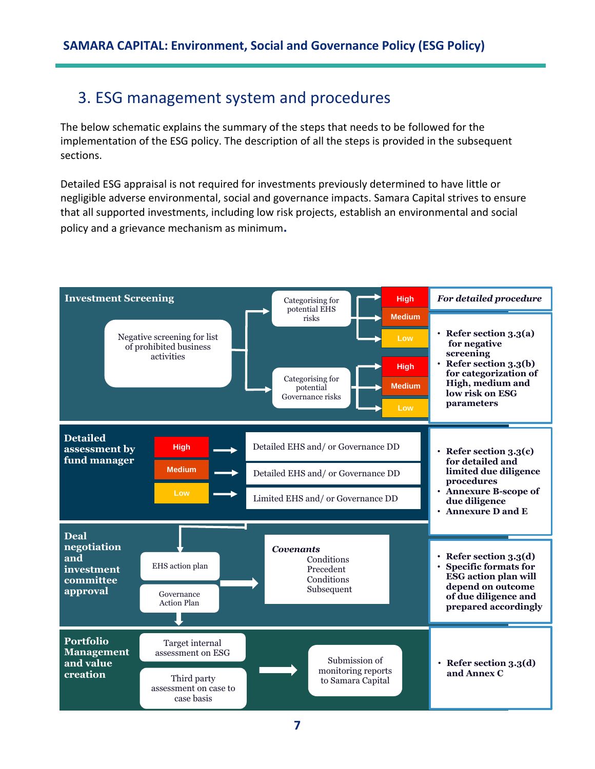# 3. ESG management system and procedures

The below schematic explains the summary of the steps that needs to be followed for the implementation of the ESG policy. The description of all the steps is provided in the subsequent sections.

Detailed ESG appraisal is not required for investments previously determined to have little or negligible adverse environmental, social and governance impacts. Samara Capital strives to ensure that all supported investments, including low risk projects, establish an environmental and social policy and a grievance mechanism as minimum**.**

| Stage | Steps | *For detailed procedure* |
|---|---|---|
| **Investment Screening** | Negative screening for list of prohibited business activities → Categorising for potential EHS risks (High / Medium / Low); Categorising for potential Governance risks (High / Medium / Low) | • **Refer section 3.3(a) for negative screening**<br>• **Refer section 3.3(b) for categorization of High, medium and low risk on ESG parameters** |
| **Detailed assessment by fund manager** | High → Detailed EHS and/ or Governance DD<br>Medium → Detailed EHS and/ or Governance DD<br>Low → Limited EHS and/ or Governance DD | • **Refer section 3.3(c) for detailed and limited due diligence procedures**<br>• **Annexure B-scope of due diligence**<br>• **Annexure D and E** |
| **Deal negotiation and investment committee approval** | EHS action plan; Governance Action Plan → ***Covenants*** Conditions Precedent, Conditions Subsequent | • **Refer section 3.3(d)**<br>• **Specific formats for ESG action plan will depend on outcome of due diligence and prepared accordingly** |
| **Portfolio Management and value creation** | Target internal assessment on ESG; Third party assessment on case to case basis → Submission of monitoring reports to Samara Capital | • **Refer section 3.3(d) and Annex C** |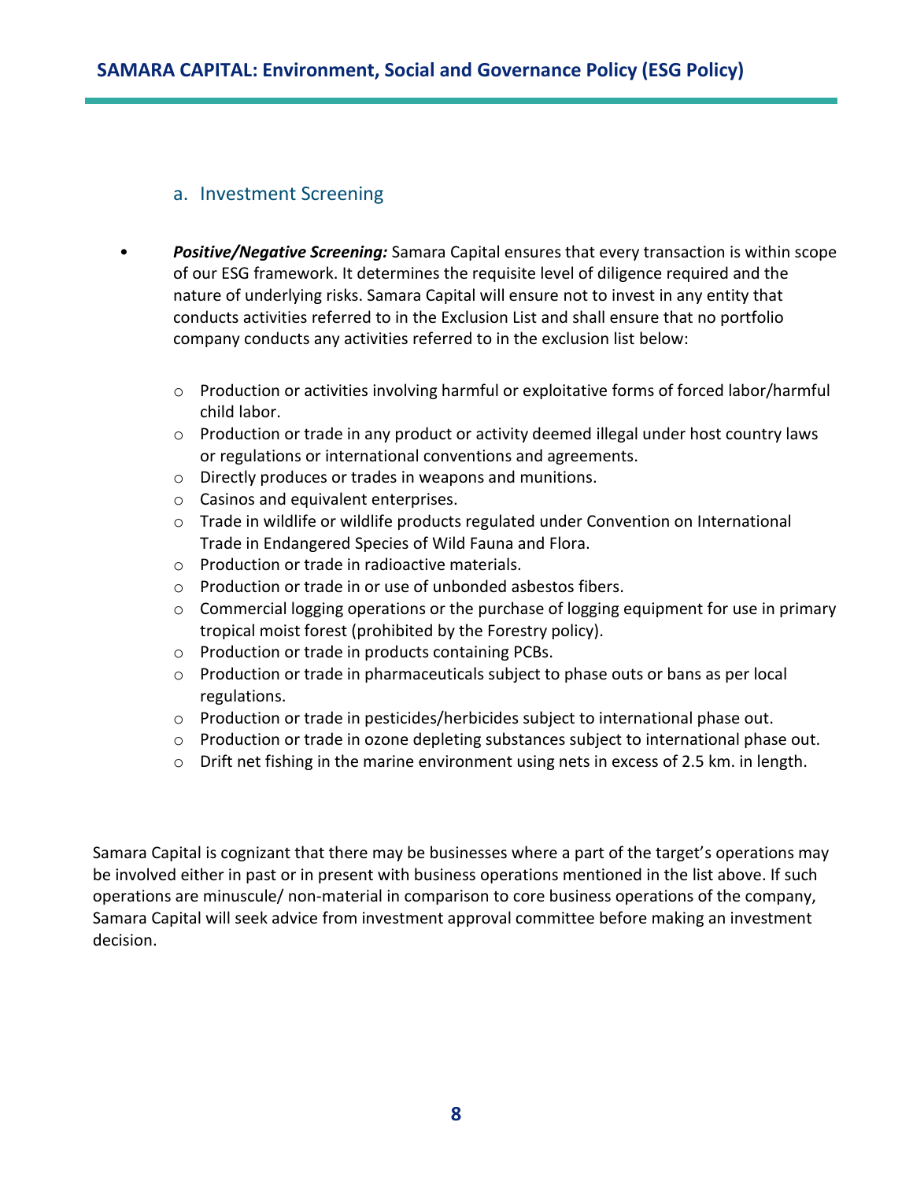### a. Investment Screening

- ***Positive/Negative Screening:*** Samara Capital ensures that every transaction is within scope of our ESG framework. It determines the requisite level of diligence required and the nature of underlying risks. Samara Capital will ensure not to invest in any entity that conducts activities referred to in the Exclusion List and shall ensure that no portfolio company conducts any activities referred to in the exclusion list below:
  - Production or activities involving harmful or exploitative forms of forced labor/harmful child labor.
  - Production or trade in any product or activity deemed illegal under host country laws or regulations or international conventions and agreements.
  - Directly produces or trades in weapons and munitions.
  - Casinos and equivalent enterprises.
  - Trade in wildlife or wildlife products regulated under Convention on International Trade in Endangered Species of Wild Fauna and Flora.
  - Production or trade in radioactive materials.
  - Production or trade in or use of unbonded asbestos fibers.
  - Commercial logging operations or the purchase of logging equipment for use in primary tropical moist forest (prohibited by the Forestry policy).
  - Production or trade in products containing PCBs.
  - Production or trade in pharmaceuticals subject to phase outs or bans as per local regulations.
  - Production or trade in pesticides/herbicides subject to international phase out.
  - Production or trade in ozone depleting substances subject to international phase out.
  - Drift net fishing in the marine environment using nets in excess of 2.5 km. in length.

Samara Capital is cognizant that there may be businesses where a part of the target's operations may be involved either in past or in present with business operations mentioned in the list above. If such operations are minuscule/ non-material in comparison to core business operations of the company, Samara Capital will seek advice from investment approval committee before making an investment decision.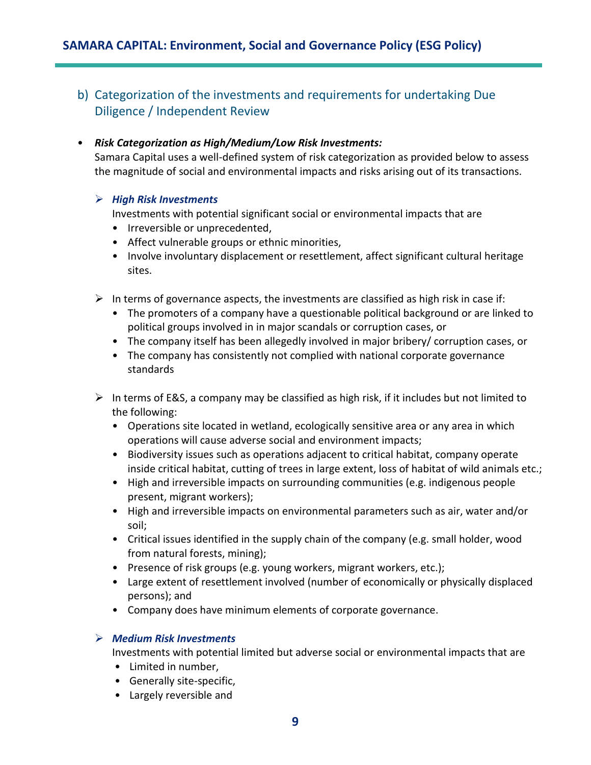## b) Categorization of the investments and requirements for undertaking Due Diligence / Independent Review

- ***Risk Categorization as High/Medium/Low Risk Investments:***
  Samara Capital uses a well-defined system of risk categorization as provided below to assess the magnitude of social and environmental impacts and risks arising out of its transactions.

  - ***High Risk Investments***
    Investments with potential significant social or environmental impacts that are
    - Irreversible or unprecedented,
    - Affect vulnerable groups or ethnic minorities,
    - Involve involuntary displacement or resettlement, affect significant cultural heritage sites.

  - In terms of governance aspects, the investments are classified as high risk in case if:
    - The promoters of a company have a questionable political background or are linked to political groups involved in in major scandals or corruption cases, or
    - The company itself has been allegedly involved in major bribery/ corruption cases, or
    - The company has consistently not complied with national corporate governance standards

  - In terms of E&S, a company may be classified as high risk, if it includes but not limited to the following:
    - Operations site located in wetland, ecologically sensitive area or any area in which operations will cause adverse social and environment impacts;
    - Biodiversity issues such as operations adjacent to critical habitat, company operate inside critical habitat, cutting of trees in large extent, loss of habitat of wild animals etc.;
    - High and irreversible impacts on surrounding communities (e.g. indigenous people present, migrant workers);
    - High and irreversible impacts on environmental parameters such as air, water and/or soil;
    - Critical issues identified in the supply chain of the company (e.g. small holder, wood from natural forests, mining);
    - Presence of risk groups (e.g. young workers, migrant workers, etc.);
    - Large extent of resettlement involved (number of economically or physically displaced persons); and
    - Company does have minimum elements of corporate governance.

  - ***Medium Risk Investments***
    Investments with potential limited but adverse social or environmental impacts that are
    - Limited in number,
    - Generally site-specific,
    - Largely reversible and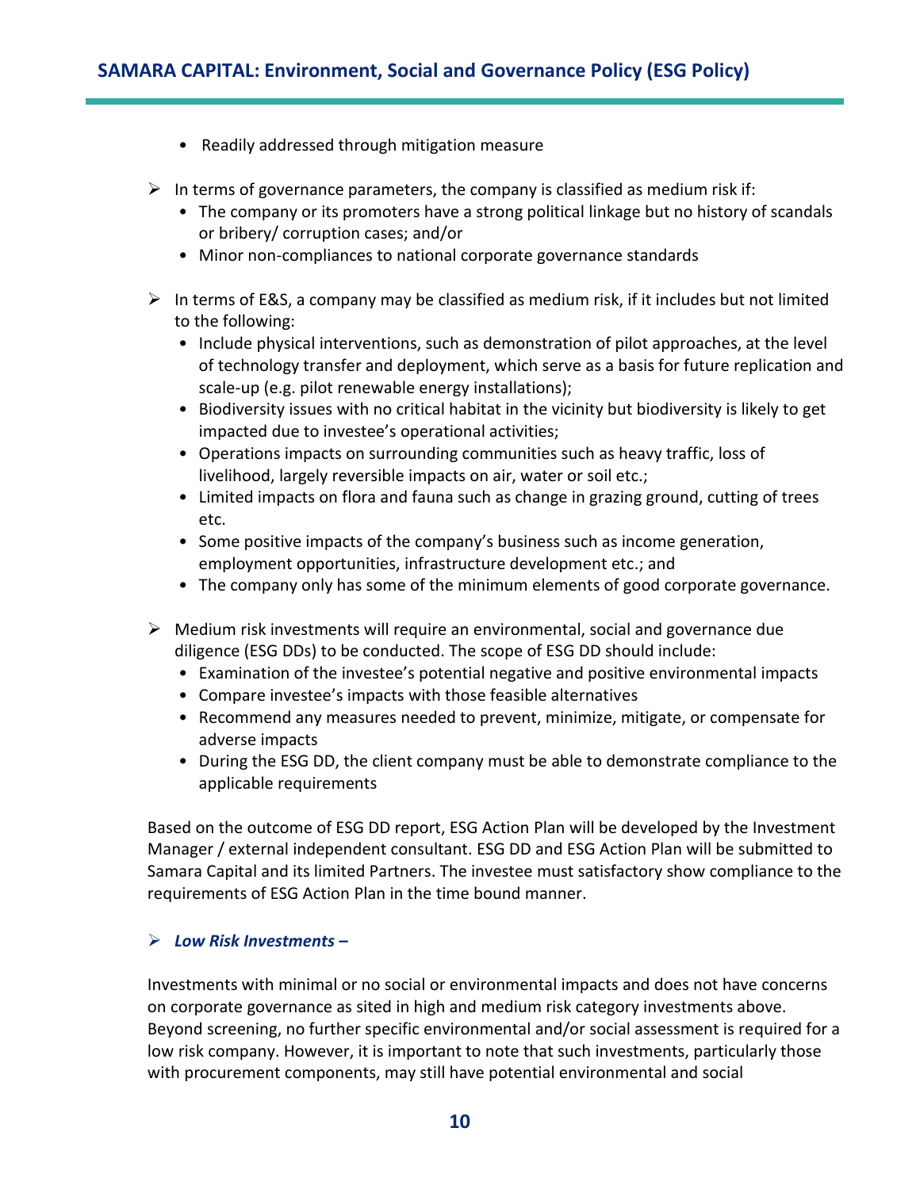- Readily addressed through mitigation measure

- In terms of governance parameters, the company is classified as medium risk if:
  - The company or its promoters have a strong political linkage but no history of scandals or bribery/ corruption cases; and/or
  - Minor non-compliances to national corporate governance standards

- In terms of E&S, a company may be classified as medium risk, if it includes but not limited to the following:
  - Include physical interventions, such as demonstration of pilot approaches, at the level of technology transfer and deployment, which serve as a basis for future replication and scale-up (e.g. pilot renewable energy installations);
  - Biodiversity issues with no critical habitat in the vicinity but biodiversity is likely to get impacted due to investee's operational activities;
  - Operations impacts on surrounding communities such as heavy traffic, loss of livelihood, largely reversible impacts on air, water or soil etc.;
  - Limited impacts on flora and fauna such as change in grazing ground, cutting of trees etc.
  - Some positive impacts of the company's business such as income generation, employment opportunities, infrastructure development etc.; and
  - The company only has some of the minimum elements of good corporate governance.

- Medium risk investments will require an environmental, social and governance due diligence (ESG DDs) to be conducted. The scope of ESG DD should include:
  - Examination of the investee's potential negative and positive environmental impacts
  - Compare investee's impacts with those feasible alternatives
  - Recommend any measures needed to prevent, minimize, mitigate, or compensate for adverse impacts
  - During the ESG DD, the client company must be able to demonstrate compliance to the applicable requirements

Based on the outcome of ESG DD report, ESG Action Plan will be developed by the Investment Manager / external independent consultant. ESG DD and ESG Action Plan will be submitted to Samara Capital and its limited Partners. The investee must satisfactory show compliance to the requirements of ESG Action Plan in the time bound manner.

- ***Low Risk Investments –***

Investments with minimal or no social or environmental impacts and does not have concerns on corporate governance as sited in high and medium risk category investments above. Beyond screening, no further specific environmental and/or social assessment is required for a low risk company. However, it is important to note that such investments, particularly those with procurement components, may still have potential environmental and social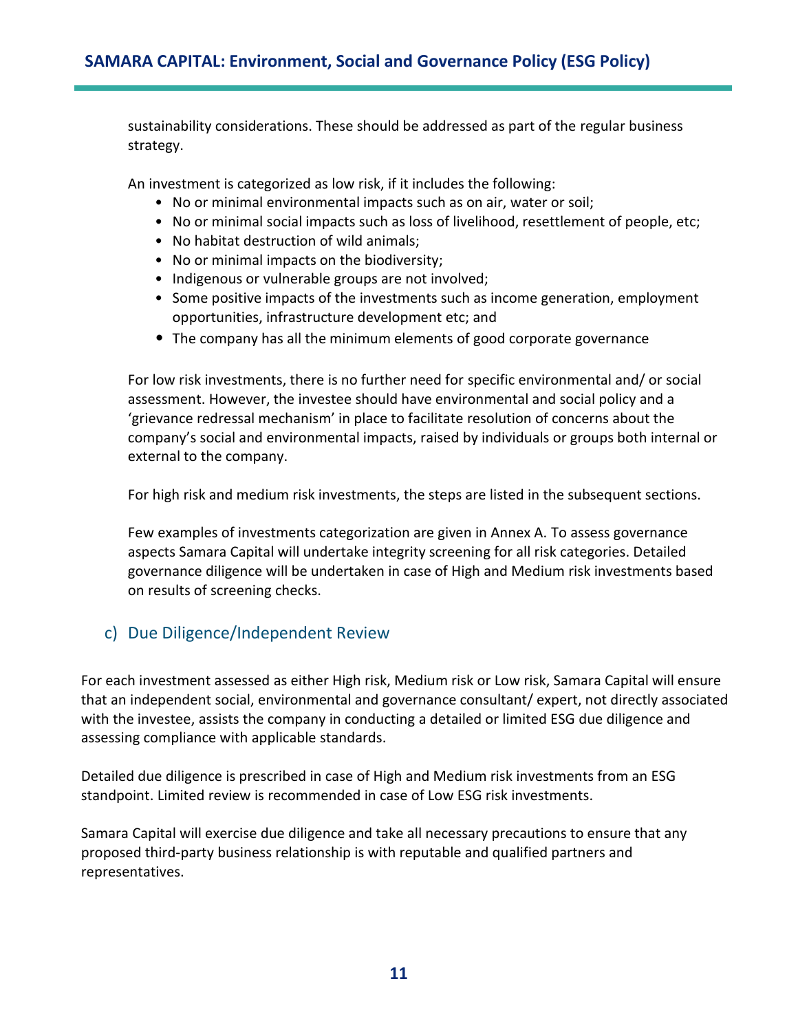sustainability considerations. These should be addressed as part of the regular business strategy.

An investment is categorized as low risk, if it includes the following:

- No or minimal environmental impacts such as on air, water or soil;
- No or minimal social impacts such as loss of livelihood, resettlement of people, etc;
- No habitat destruction of wild animals;
- No or minimal impacts on the biodiversity;
- Indigenous or vulnerable groups are not involved;
- Some positive impacts of the investments such as income generation, employment opportunities, infrastructure development etc; and
- The company has all the minimum elements of good corporate governance

For low risk investments, there is no further need for specific environmental and/ or social assessment. However, the investee should have environmental and social policy and a 'grievance redressal mechanism' in place to facilitate resolution of concerns about the company's social and environmental impacts, raised by individuals or groups both internal or external to the company.

For high risk and medium risk investments, the steps are listed in the subsequent sections.

Few examples of investments categorization are given in Annex A. To assess governance aspects Samara Capital will undertake integrity screening for all risk categories. Detailed governance diligence will be undertaken in case of High and Medium risk investments based on results of screening checks.

## c) Due Diligence/Independent Review

For each investment assessed as either High risk, Medium risk or Low risk, Samara Capital will ensure that an independent social, environmental and governance consultant/ expert, not directly associated with the investee, assists the company in conducting a detailed or limited ESG due diligence and assessing compliance with applicable standards.

Detailed due diligence is prescribed in case of High and Medium risk investments from an ESG standpoint. Limited review is recommended in case of Low ESG risk investments.

Samara Capital will exercise due diligence and take all necessary precautions to ensure that any proposed third-party business relationship is with reputable and qualified partners and representatives.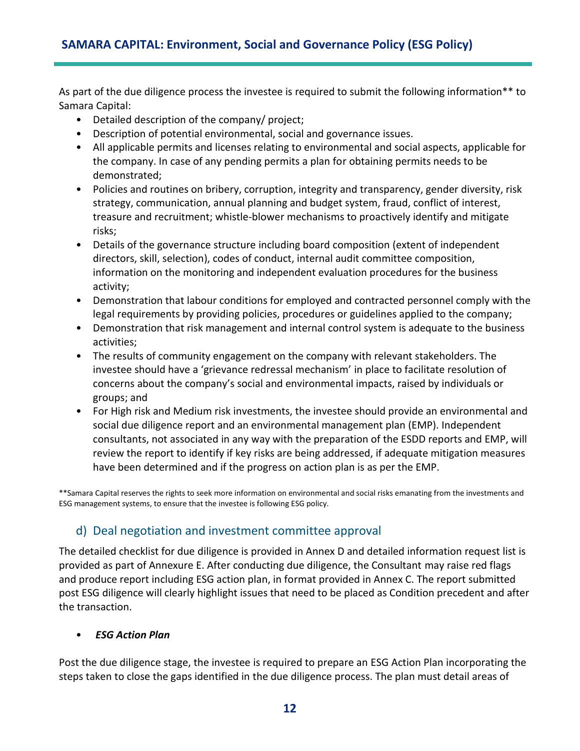As part of the due diligence process the investee is required to submit the following information** to Samara Capital:

- Detailed description of the company/ project;
- Description of potential environmental, social and governance issues.
- All applicable permits and licenses relating to environmental and social aspects, applicable for the company. In case of any pending permits a plan for obtaining permits needs to be demonstrated;
- Policies and routines on bribery, corruption, integrity and transparency, gender diversity, risk strategy, communication, annual planning and budget system, fraud, conflict of interest, treasure and recruitment; whistle-blower mechanisms to proactively identify and mitigate risks;
- Details of the governance structure including board composition (extent of independent directors, skill, selection), codes of conduct, internal audit committee composition, information on the monitoring and independent evaluation procedures for the business activity;
- Demonstration that labour conditions for employed and contracted personnel comply with the legal requirements by providing policies, procedures or guidelines applied to the company;
- Demonstration that risk management and internal control system is adequate to the business activities;
- The results of community engagement on the company with relevant stakeholders. The investee should have a 'grievance redressal mechanism' in place to facilitate resolution of concerns about the company's social and environmental impacts, raised by individuals or groups; and
- For High risk and Medium risk investments, the investee should provide an environmental and social due diligence report and an environmental management plan (EMP). Independent consultants, not associated in any way with the preparation of the ESDD reports and EMP, will review the report to identify if key risks are being addressed, if adequate mitigation measures have been determined and if the progress on action plan is as per the EMP.

**Samara Capital reserves the rights to seek more information on environmental and social risks emanating from the investments and ESG management systems, to ensure that the investee is following ESG policy.

## d) Deal negotiation and investment committee approval

The detailed checklist for due diligence is provided in Annex D and detailed information request list is provided as part of Annexure E. After conducting due diligence, the Consultant may raise red flags and produce report including ESG action plan, in format provided in Annex C. The report submitted post ESG diligence will clearly highlight issues that need to be placed as Condition precedent and after the transaction.

- ***ESG Action Plan***

Post the due diligence stage, the investee is required to prepare an ESG Action Plan incorporating the steps taken to close the gaps identified in the due diligence process. The plan must detail areas of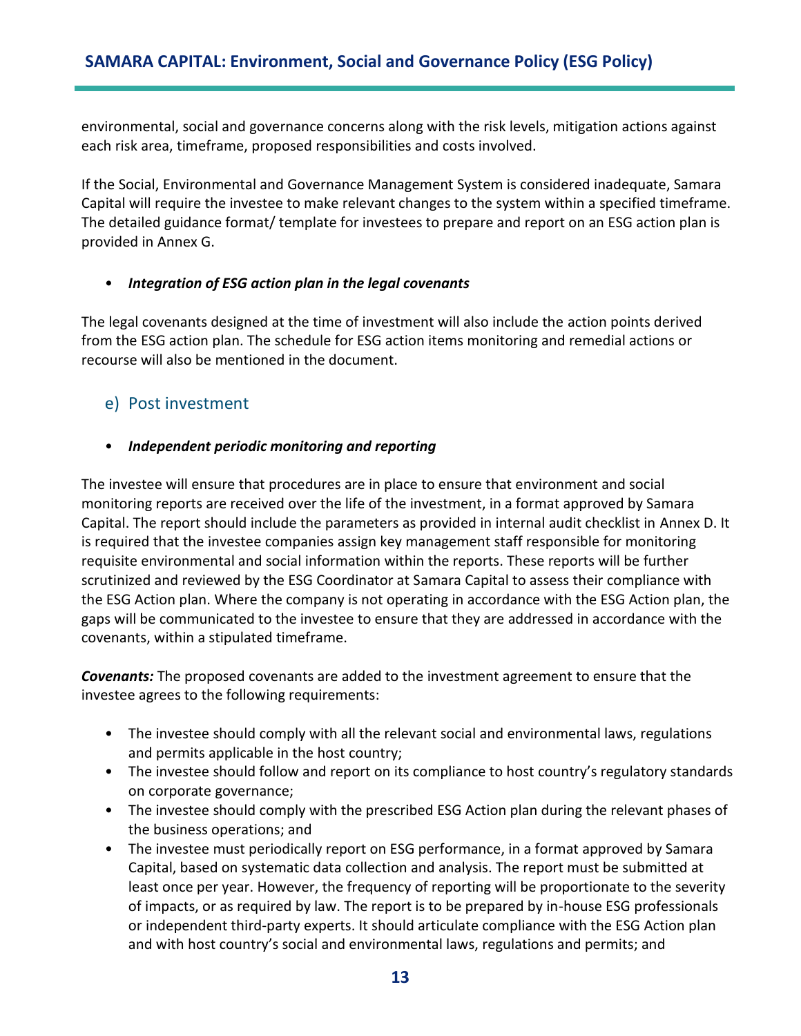environmental, social and governance concerns along with the risk levels, mitigation actions against each risk area, timeframe, proposed responsibilities and costs involved.

If the Social, Environmental and Governance Management System is considered inadequate, Samara Capital will require the investee to make relevant changes to the system within a specified timeframe. The detailed guidance format/ template for investees to prepare and report on an ESG action plan is provided in Annex G.

- ***Integration of ESG action plan in the legal covenants***

The legal covenants designed at the time of investment will also include the action points derived from the ESG action plan. The schedule for ESG action items monitoring and remedial actions or recourse will also be mentioned in the document.

### e) Post investment

- ***Independent periodic monitoring and reporting***

The investee will ensure that procedures are in place to ensure that environment and social monitoring reports are received over the life of the investment, in a format approved by Samara Capital. The report should include the parameters as provided in internal audit checklist in Annex D. It is required that the investee companies assign key management staff responsible for monitoring requisite environmental and social information within the reports. These reports will be further scrutinized and reviewed by the ESG Coordinator at Samara Capital to assess their compliance with the ESG Action plan. Where the company is not operating in accordance with the ESG Action plan, the gaps will be communicated to the investee to ensure that they are addressed in accordance with the covenants, within a stipulated timeframe.

***Covenants:*** The proposed covenants are added to the investment agreement to ensure that the investee agrees to the following requirements:

- The investee should comply with all the relevant social and environmental laws, regulations and permits applicable in the host country;
- The investee should follow and report on its compliance to host country's regulatory standards on corporate governance;
- The investee should comply with the prescribed ESG Action plan during the relevant phases of the business operations; and
- The investee must periodically report on ESG performance, in a format approved by Samara Capital, based on systematic data collection and analysis. The report must be submitted at least once per year. However, the frequency of reporting will be proportionate to the severity of impacts, or as required by law. The report is to be prepared by in-house ESG professionals or independent third-party experts. It should articulate compliance with the ESG Action plan and with host country's social and environmental laws, regulations and permits; and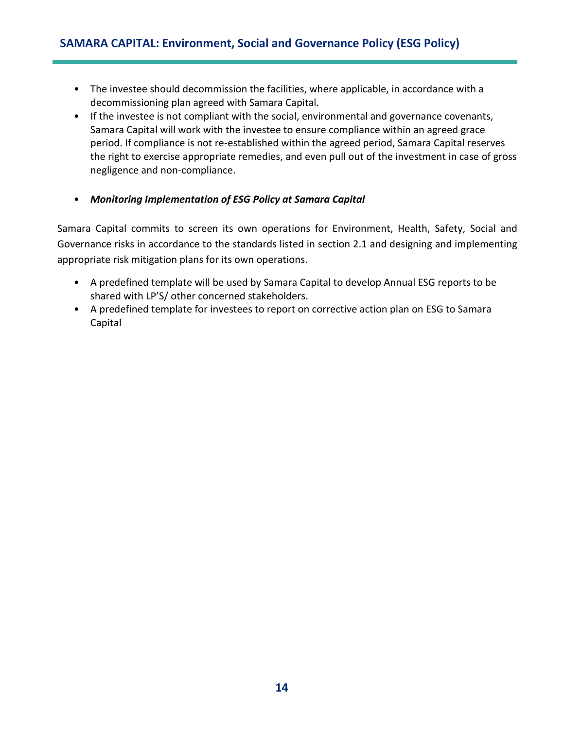- The investee should decommission the facilities, where applicable, in accordance with a decommissioning plan agreed with Samara Capital.
- If the investee is not compliant with the social, environmental and governance covenants, Samara Capital will work with the investee to ensure compliance within an agreed grace period. If compliance is not re-established within the agreed period, Samara Capital reserves the right to exercise appropriate remedies, and even pull out of the investment in case of gross negligence and non-compliance.

- ***Monitoring Implementation of ESG Policy at Samara Capital***

Samara Capital commits to screen its own operations for Environment, Health, Safety, Social and Governance risks in accordance to the standards listed in section 2.1 and designing and implementing appropriate risk mitigation plans for its own operations.

- A predefined template will be used by Samara Capital to develop Annual ESG reports to be shared with LP'S/ other concerned stakeholders.
- A predefined template for investees to report on corrective action plan on ESG to Samara Capital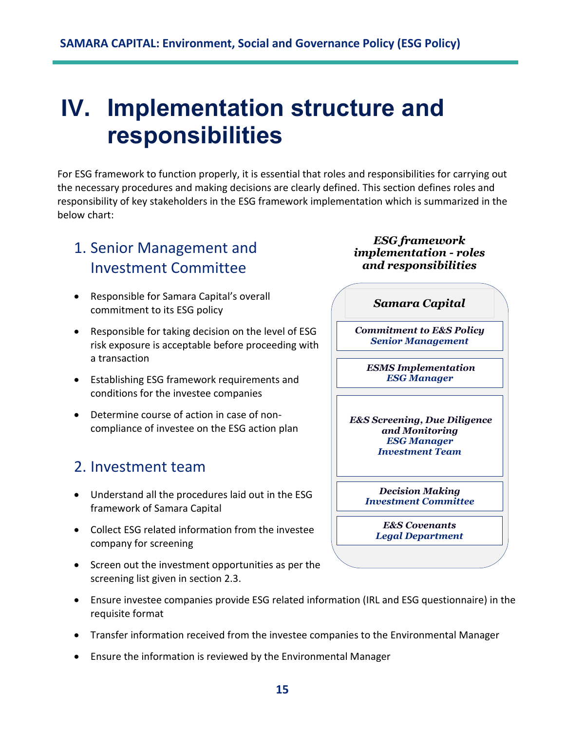# IV. Implementation structure and responsibilities

For ESG framework to function properly, it is essential that roles and responsibilities for carrying out the necessary procedures and making decisions are clearly defined. This section defines roles and responsibility of key stakeholders in the ESG framework implementation which is summarized in the below chart:

***ESG framework implementation - roles and responsibilities***

***Samara Capital***

| |
|---|
| ***Commitment to E&S Policy*** <br> ***Senior Management*** |
| ***ESMS Implementation*** <br> ***ESG Manager*** |
| ***E&S Screening, Due Diligence and Monitoring*** <br> ***ESG Manager*** <br> ***Investment Team*** |
| ***Decision Making*** <br> ***Investment Committee*** |
| ***E&S Covenants*** <br> ***Legal Department*** |

## 1. Senior Management and Investment Committee

- Responsible for Samara Capital's overall commitment to its ESG policy
- Responsible for taking decision on the level of ESG risk exposure is acceptable before proceeding with a transaction
- Establishing ESG framework requirements and conditions for the investee companies
- Determine course of action in case of non-compliance of investee on the ESG action plan

## 2. Investment team

- Understand all the procedures laid out in the ESG framework of Samara Capital
- Collect ESG related information from the investee company for screening
- Screen out the investment opportunities as per the screening list given in section 2.3.
- Ensure investee companies provide ESG related information (IRL and ESG questionnaire) in the requisite format
- Transfer information received from the investee companies to the Environmental Manager
- Ensure the information is reviewed by the Environmental Manager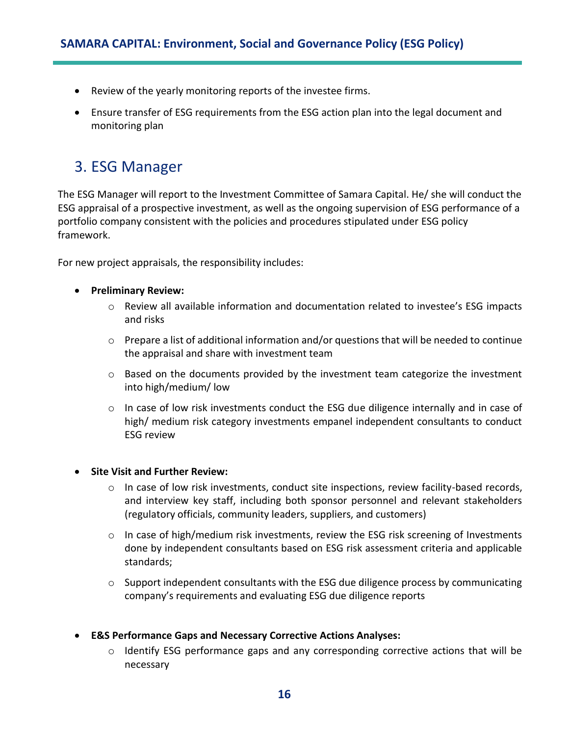- Review of the yearly monitoring reports of the investee firms.
- Ensure transfer of ESG requirements from the ESG action plan into the legal document and monitoring plan

## 3. ESG Manager

The ESG Manager will report to the Investment Committee of Samara Capital. He/ she will conduct the ESG appraisal of a prospective investment, as well as the ongoing supervision of ESG performance of a portfolio company consistent with the policies and procedures stipulated under ESG policy framework.

For new project appraisals, the responsibility includes:

- **Preliminary Review:**
    - Review all available information and documentation related to investee's ESG impacts and risks
    - Prepare a list of additional information and/or questions that will be needed to continue the appraisal and share with investment team
    - Based on the documents provided by the investment team categorize the investment into high/medium/ low
    - In case of low risk investments conduct the ESG due diligence internally and in case of high/ medium risk category investments empanel independent consultants to conduct ESG review

- **Site Visit and Further Review:**
    - In case of low risk investments, conduct site inspections, review facility-based records, and interview key staff, including both sponsor personnel and relevant stakeholders (regulatory officials, community leaders, suppliers, and customers)
    - In case of high/medium risk investments, review the ESG risk screening of Investments done by independent consultants based on ESG risk assessment criteria and applicable standards;
    - Support independent consultants with the ESG due diligence process by communicating company's requirements and evaluating ESG due diligence reports

- **E&S Performance Gaps and Necessary Corrective Actions Analyses:**
    - Identify ESG performance gaps and any corresponding corrective actions that will be necessary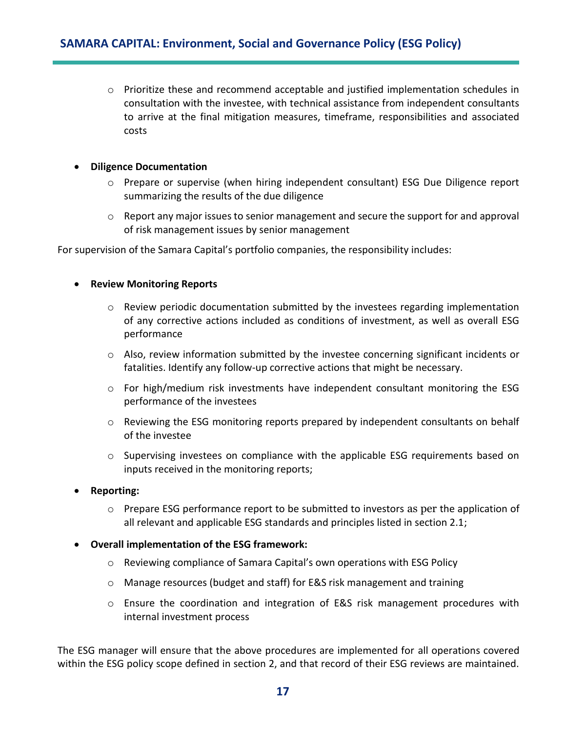- Prioritize these and recommend acceptable and justified implementation schedules in consultation with the investee, with technical assistance from independent consultants to arrive at the final mitigation measures, timeframe, responsibilities and associated costs

- **Diligence Documentation**
  - Prepare or supervise (when hiring independent consultant) ESG Due Diligence report summarizing the results of the due diligence
  - Report any major issues to senior management and secure the support for and approval of risk management issues by senior management

For supervision of the Samara Capital's portfolio companies, the responsibility includes:

- **Review Monitoring Reports**
  - Review periodic documentation submitted by the investees regarding implementation of any corrective actions included as conditions of investment, as well as overall ESG performance
  - Also, review information submitted by the investee concerning significant incidents or fatalities. Identify any follow-up corrective actions that might be necessary.
  - For high/medium risk investments have independent consultant monitoring the ESG performance of the investees
  - Reviewing the ESG monitoring reports prepared by independent consultants on behalf of the investee
  - Supervising investees on compliance with the applicable ESG requirements based on inputs received in the monitoring reports;
- **Reporting:**
  - Prepare ESG performance report to be submitted to investors as per the application of all relevant and applicable ESG standards and principles listed in section 2.1;
- **Overall implementation of the ESG framework:**
  - Reviewing compliance of Samara Capital's own operations with ESG Policy
  - Manage resources (budget and staff) for E&S risk management and training
  - Ensure the coordination and integration of E&S risk management procedures with internal investment process

The ESG manager will ensure that the above procedures are implemented for all operations covered within the ESG policy scope defined in section 2, and that record of their ESG reviews are maintained.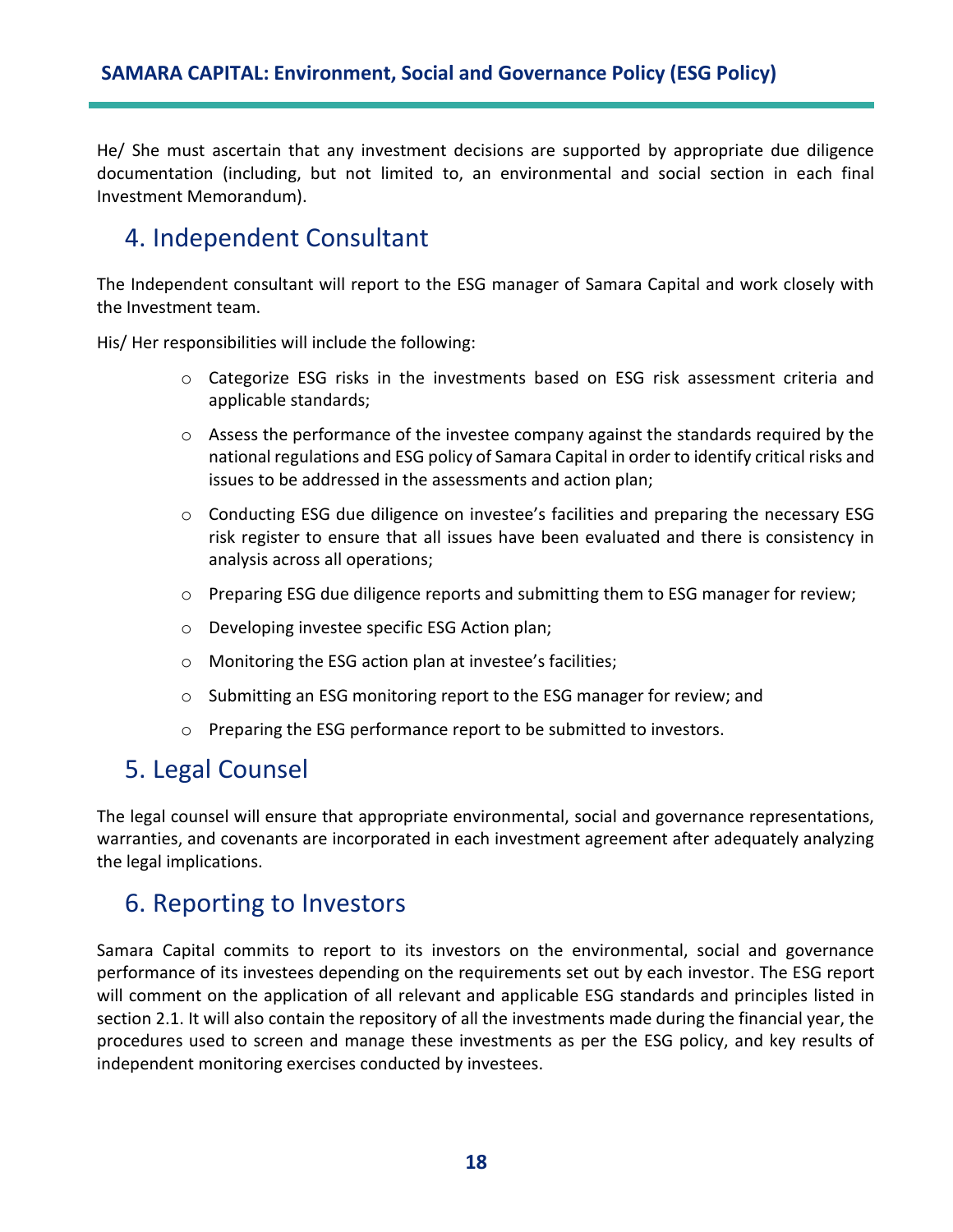He/ She must ascertain that any investment decisions are supported by appropriate due diligence documentation (including, but not limited to, an environmental and social section in each final Investment Memorandum).

## 4. Independent Consultant

The Independent consultant will report to the ESG manager of Samara Capital and work closely with the Investment team.

His/ Her responsibilities will include the following:

- Categorize ESG risks in the investments based on ESG risk assessment criteria and applicable standards;
- Assess the performance of the investee company against the standards required by the national regulations and ESG policy of Samara Capital in order to identify critical risks and issues to be addressed in the assessments and action plan;
- Conducting ESG due diligence on investee's facilities and preparing the necessary ESG risk register to ensure that all issues have been evaluated and there is consistency in analysis across all operations;
- Preparing ESG due diligence reports and submitting them to ESG manager for review;
- Developing investee specific ESG Action plan;
- Monitoring the ESG action plan at investee's facilities;
- Submitting an ESG monitoring report to the ESG manager for review; and
- Preparing the ESG performance report to be submitted to investors.

## 5. Legal Counsel

The legal counsel will ensure that appropriate environmental, social and governance representations, warranties, and covenants are incorporated in each investment agreement after adequately analyzing the legal implications.

## 6. Reporting to Investors

Samara Capital commits to report to its investors on the environmental, social and governance performance of its investees depending on the requirements set out by each investor. The ESG report will comment on the application of all relevant and applicable ESG standards and principles listed in section 2.1. It will also contain the repository of all the investments made during the financial year, the procedures used to screen and manage these investments as per the ESG policy, and key results of independent monitoring exercises conducted by investees.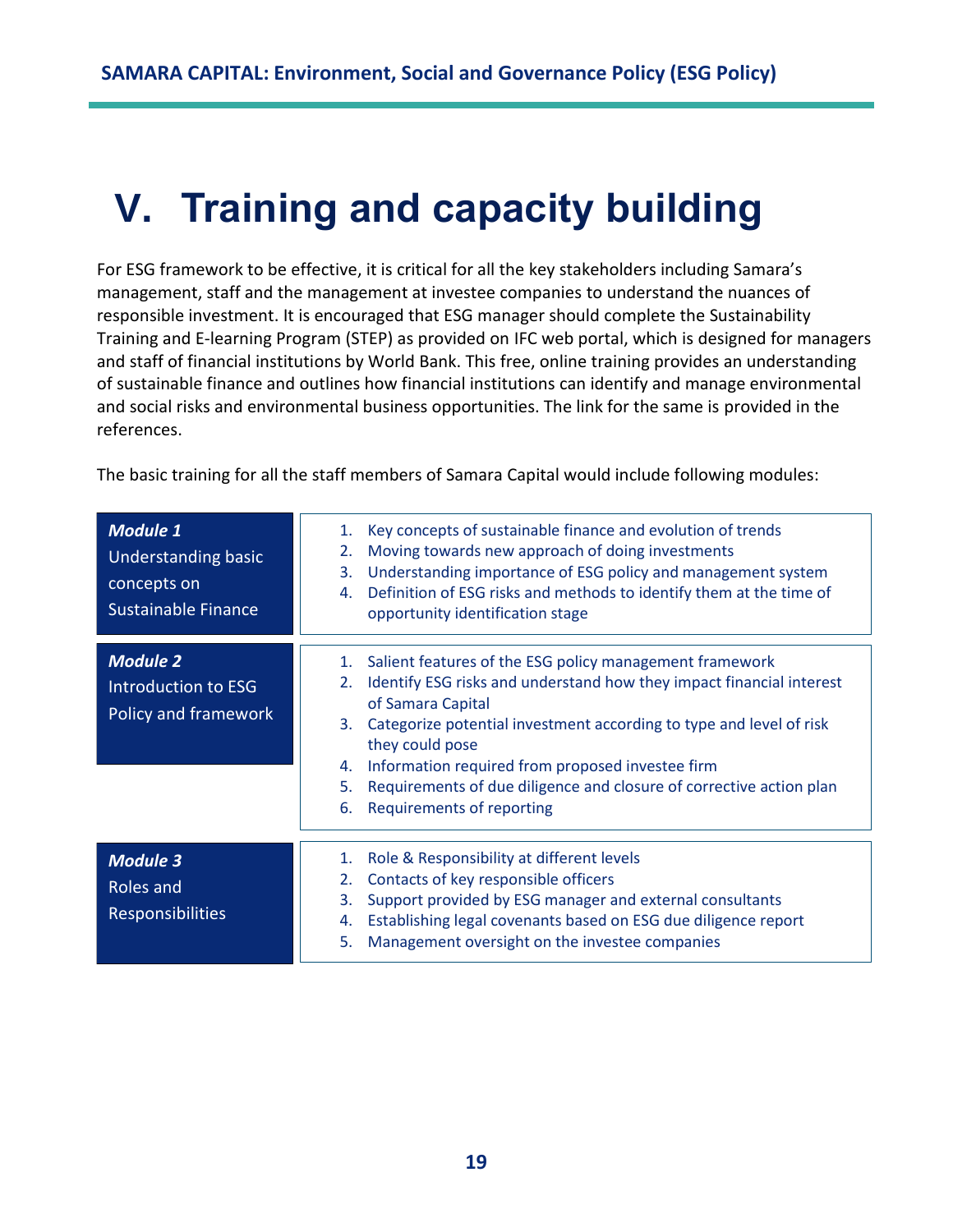# V. Training and capacity building

For ESG framework to be effective, it is critical for all the key stakeholders including Samara's management, staff and the management at investee companies to understand the nuances of responsible investment. It is encouraged that ESG manager should complete the Sustainability Training and E-learning Program (STEP) as provided on IFC web portal, which is designed for managers and staff of financial institutions by World Bank. This free, online training provides an understanding of sustainable finance and outlines how financial institutions can identify and manage environmental and social risks and environmental business opportunities. The link for the same is provided in the references.

The basic training for all the staff members of Samara Capital would include following modules:

| Module | Topics |
|---|---|
| ***Module 1*** Understanding basic concepts on Sustainable Finance | 1. Key concepts of sustainable finance and evolution of trends<br>2. Moving towards new approach of doing investments<br>3. Understanding importance of ESG policy and management system<br>4. Definition of ESG risks and methods to identify them at the time of opportunity identification stage |
| ***Module 2*** Introduction to ESG Policy and framework | 1. Salient features of the ESG policy management framework<br>2. Identify ESG risks and understand how they impact financial interest of Samara Capital<br>3. Categorize potential investment according to type and level of risk they could pose<br>4. Information required from proposed investee firm<br>5. Requirements of due diligence and closure of corrective action plan<br>6. Requirements of reporting |
| ***Module 3*** Roles and Responsibilities | 1. Role & Responsibility at different levels<br>2. Contacts of key responsible officers<br>3. Support provided by ESG manager and external consultants<br>4. Establishing legal covenants based on ESG due diligence report<br>5. Management oversight on the investee companies |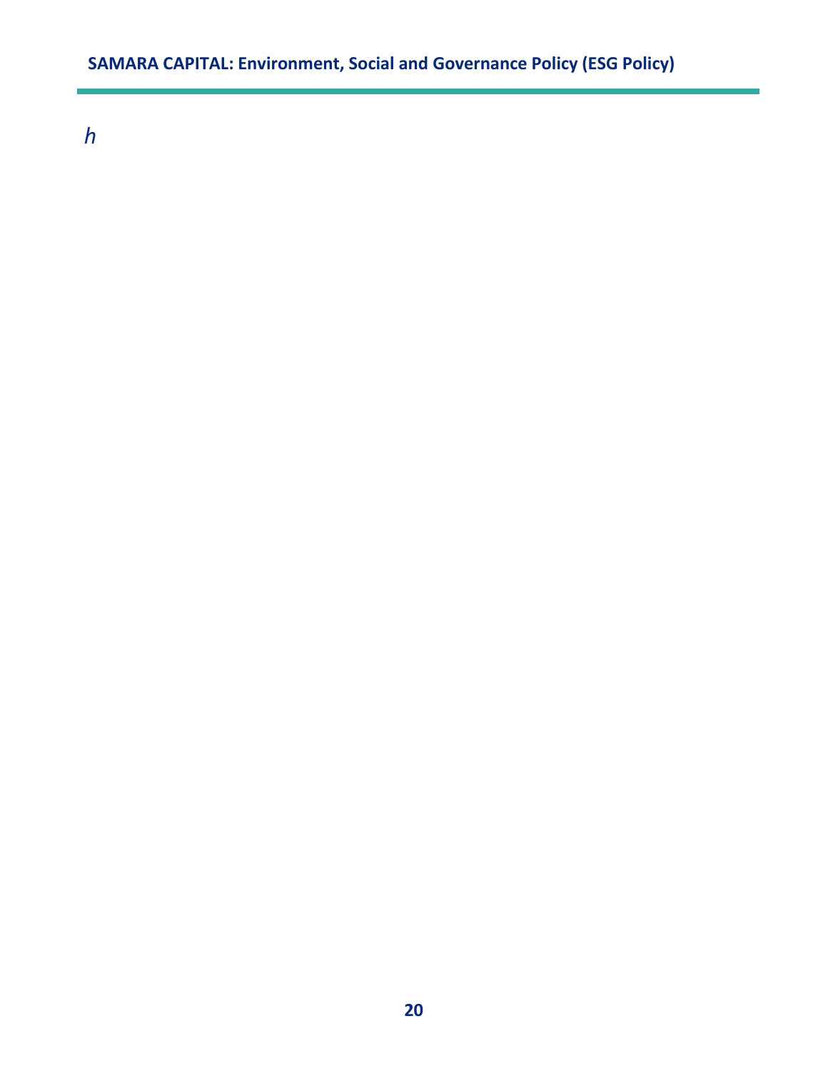*h*